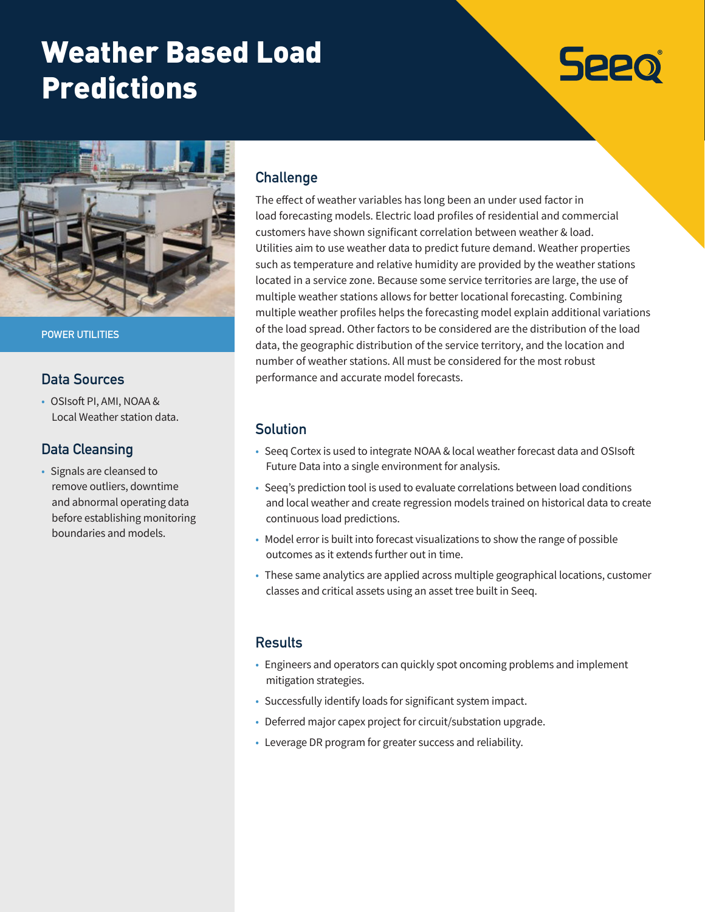# Weather Based Load Predictions

POWER UTILITIES

## Data Sources

- OSIsoft PI, AMI, NOAA & Local Weather station data.

## Data Cleansing

- Signals are cleansed to remove outliers, downtime and abnormal operating data before establishing monitoring boundaries and models.

## Challenge

The effect of weather variables has long been an under used factor in load forecasting models. Electric load profiles of residential and commercial customers have shown significant correlation between weather & load. Utilities aim to use weather data to predict future demand. Weather properties such as temperature and relative humidity are provided by the weather stations located in a service zone. Because some service territories are large, the use of multiple weather stations allows for better locational forecasting. Combining multiple weather profiles helps the forecasting model explain additional variations of the load spread. Other factors to be considered are the distribution of the load data, the geographic distribution of the service territory, and the location and number of weather stations. All must be considered for the most robust performance and accurate model forecasts.

## Solution

- Seeq Cortex is used to integrate NOAA & local weather forecast data and OSIsoft Future Data into a single environment for analysis.
- Seeq's prediction tool is used to evaluate correlations between load conditions and local weather and create regression models trained on historical data to create continuous load predictions.
- Model error is built into forecast visualizations to show the range of possible outcomes as it extends further out in time.
- These same analytics are applied across multiple geographical locations, customer classes and critical assets using an asset tree built in Seeq.

## Results

- Engineers and operators can quickly spot oncoming problems and implement mitigation strategies.
- Successfully identify loads for significant system impact.
- Deferred major capex project for circuit/substation upgrade.
- Leverage DR program for greater success and reliability.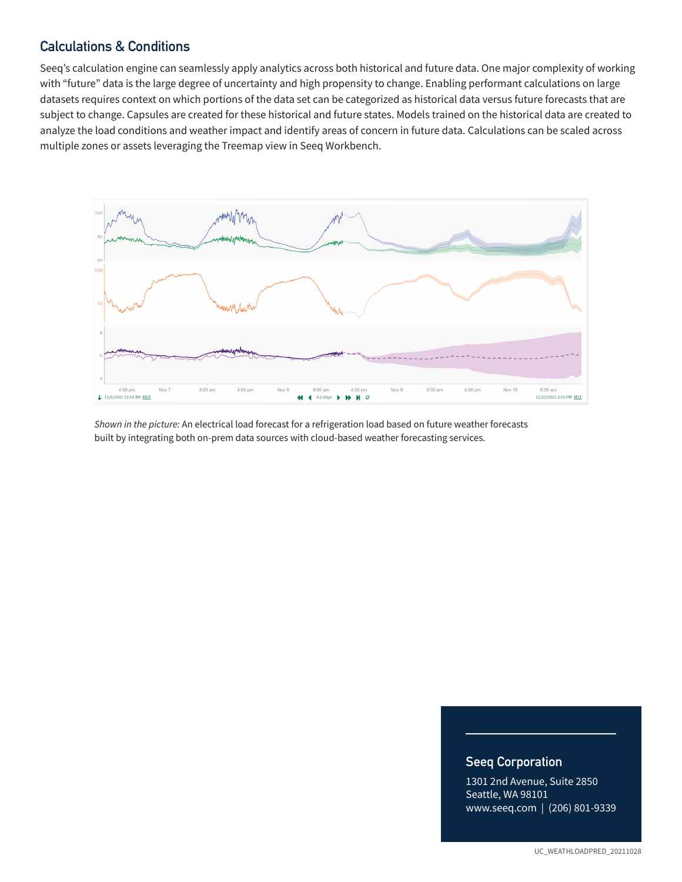## Calculations & Conditions

Seeq's calculation engine can seamlessly apply analytics across both historical and future data. One major complexity of working with "future" data is the large degree of uncertainty and high propensity to change. Enabling performant calculations on large datasets requires context on which portions of the data set can be categorized as historical data versus future forecasts that are subject to change. Capsules are created for these historical and future states. Models trained on the historical data are created to analyze the load conditions and weather impact and identify areas of concern in future data. Calculations can be scaled across multiple zones or assets leveraging the Treemap view in Seeq Workbench.

100
80
60
100
50
8
6
4
4:00 pm
Nov 7
8:00 am
4:00 pm
Nov 8
8:00 am
4:00 pm
Nov 9
8:00 am
4:00 pm
Nov 10
8:00 am
11/6/2021 11:14 AM MDT
4.2 days
11/10/2021 2:59 PM MST

*Shown in the picture:* An electrical load forecast for a refrigeration load based on future weather forecasts built by integrating both on-prem data sources with cloud-based weather forecasting services.

**Seeq Corporation**

1301 2nd Avenue, Suite 2850
Seattle, WA 98101
www.seeq.com | (206) 801-9339

UC_WEATHLOADPRED_20211028